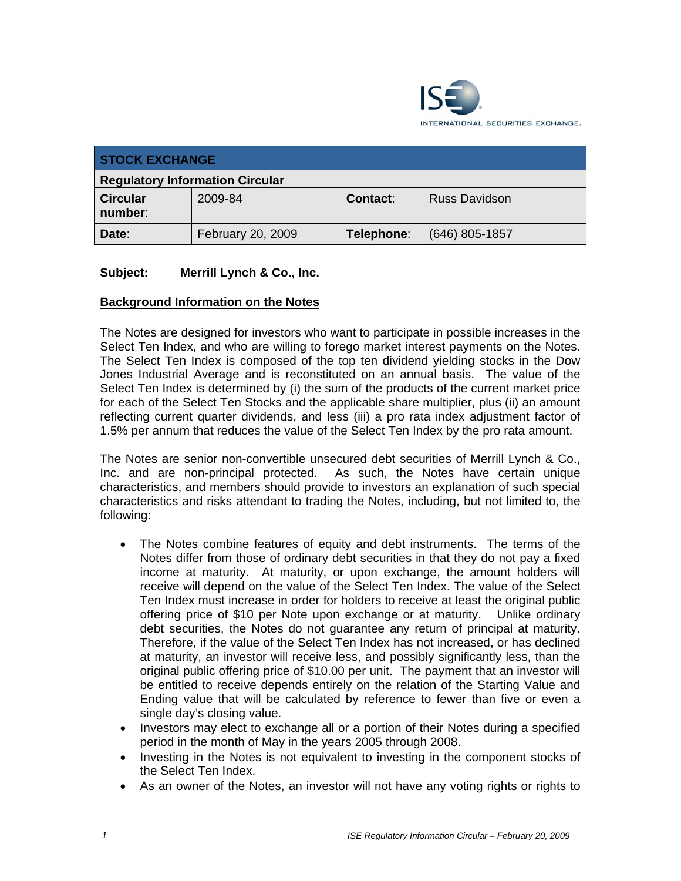| STOCK EXCHANGE | | | |
|---|---|---|---|
| **Regulatory Information Circular** | | | |
| **Circular number**: | 2009-84 | **Contact**: | Russ Davidson |
| **Date**: | February 20, 2009 | **Telephone**: | (646) 805-1857 |

**Subject: Merrill Lynch & Co., Inc.**

## Background Information on the Notes

The Notes are designed for investors who want to participate in possible increases in the Select Ten Index, and who are willing to forego market interest payments on the Notes. The Select Ten Index is composed of the top ten dividend yielding stocks in the Dow Jones Industrial Average and is reconstituted on an annual basis. The value of the Select Ten Index is determined by (i) the sum of the products of the current market price for each of the Select Ten Stocks and the applicable share multiplier, plus (ii) an amount reflecting current quarter dividends, and less (iii) a pro rata index adjustment factor of 1.5% per annum that reduces the value of the Select Ten Index by the pro rata amount.

The Notes are senior non-convertible unsecured debt securities of Merrill Lynch & Co., Inc. and are non-principal protected. As such, the Notes have certain unique characteristics, and members should provide to investors an explanation of such special characteristics and risks attendant to trading the Notes, including, but not limited to, the following:

- The Notes combine features of equity and debt instruments. The terms of the Notes differ from those of ordinary debt securities in that they do not pay a fixed income at maturity. At maturity, or upon exchange, the amount holders will receive will depend on the value of the Select Ten Index. The value of the Select Ten Index must increase in order for holders to receive at least the original public offering price of $10 per Note upon exchange or at maturity. Unlike ordinary debt securities, the Notes do not guarantee any return of principal at maturity. Therefore, if the value of the Select Ten Index has not increased, or has declined at maturity, an investor will receive less, and possibly significantly less, than the original public offering price of $10.00 per unit. The payment that an investor will be entitled to receive depends entirely on the relation of the Starting Value and Ending value that will be calculated by reference to fewer than five or even a single day's closing value.
- Investors may elect to exchange all or a portion of their Notes during a specified period in the month of May in the years 2005 through 2008.
- Investing in the Notes is not equivalent to investing in the component stocks of the Select Ten Index.
- As an owner of the Notes, an investor will not have any voting rights or rights to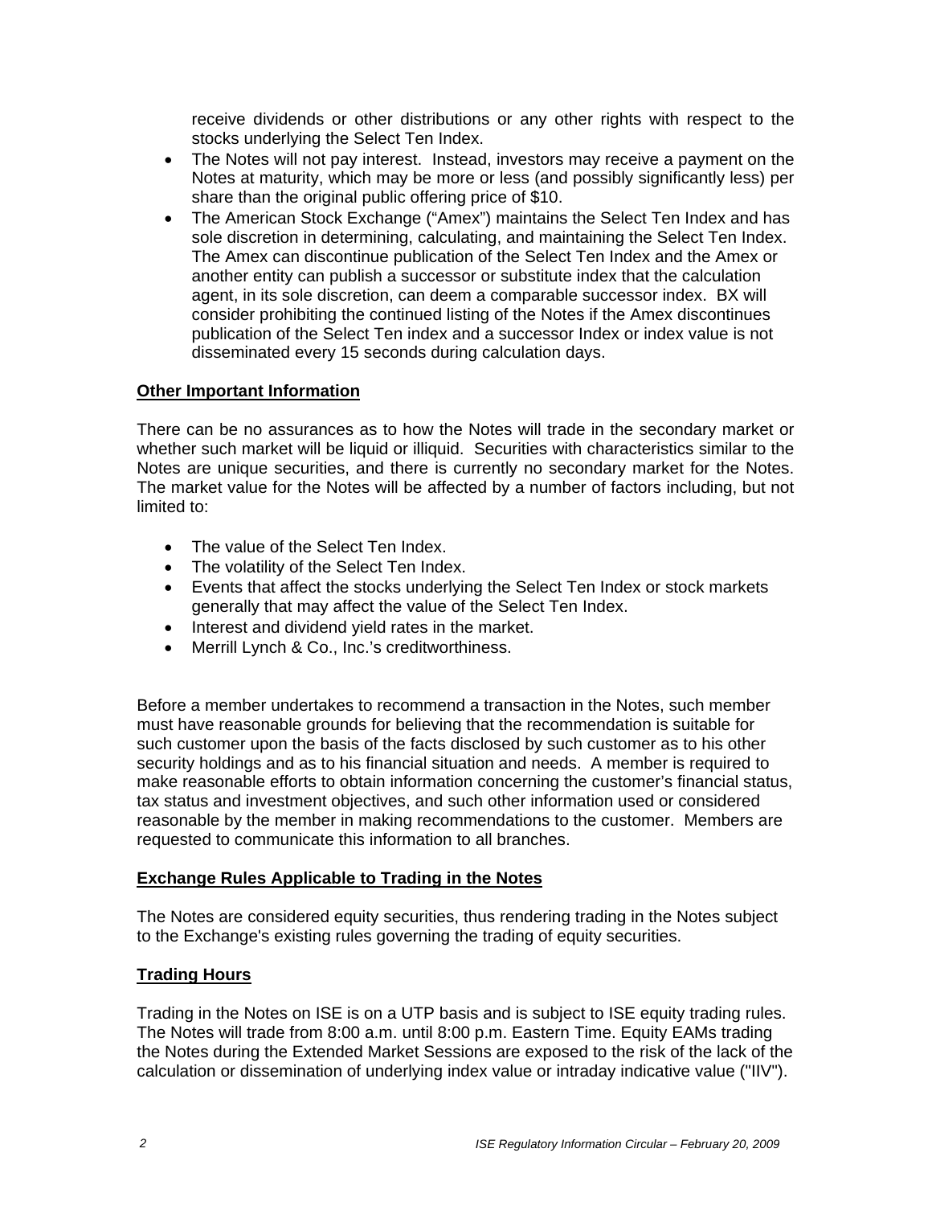receive dividends or other distributions or any other rights with respect to the stocks underlying the Select Ten Index.

- The Notes will not pay interest. Instead, investors may receive a payment on the Notes at maturity, which may be more or less (and possibly significantly less) per share than the original public offering price of $10.
- The American Stock Exchange ("Amex") maintains the Select Ten Index and has sole discretion in determining, calculating, and maintaining the Select Ten Index. The Amex can discontinue publication of the Select Ten Index and the Amex or another entity can publish a successor or substitute index that the calculation agent, in its sole discretion, can deem a comparable successor index. BX will consider prohibiting the continued listing of the Notes if the Amex discontinues publication of the Select Ten index and a successor Index or index value is not disseminated every 15 seconds during calculation days.

## Other Important Information

There can be no assurances as to how the Notes will trade in the secondary market or whether such market will be liquid or illiquid. Securities with characteristics similar to the Notes are unique securities, and there is currently no secondary market for the Notes. The market value for the Notes will be affected by a number of factors including, but not limited to:

- The value of the Select Ten Index.
- The volatility of the Select Ten Index.
- Events that affect the stocks underlying the Select Ten Index or stock markets generally that may affect the value of the Select Ten Index.
- Interest and dividend yield rates in the market.
- Merrill Lynch & Co., Inc.'s creditworthiness.

Before a member undertakes to recommend a transaction in the Notes, such member must have reasonable grounds for believing that the recommendation is suitable for such customer upon the basis of the facts disclosed by such customer as to his other security holdings and as to his financial situation and needs. A member is required to make reasonable efforts to obtain information concerning the customer's financial status, tax status and investment objectives, and such other information used or considered reasonable by the member in making recommendations to the customer. Members are requested to communicate this information to all branches.

## Exchange Rules Applicable to Trading in the Notes

The Notes are considered equity securities, thus rendering trading in the Notes subject to the Exchange's existing rules governing the trading of equity securities.

## Trading Hours

Trading in the Notes on ISE is on a UTP basis and is subject to ISE equity trading rules. The Notes will trade from 8:00 a.m. until 8:00 p.m. Eastern Time. Equity EAMs trading the Notes during the Extended Market Sessions are exposed to the risk of the lack of the calculation or dissemination of underlying index value or intraday indicative value ("IIV").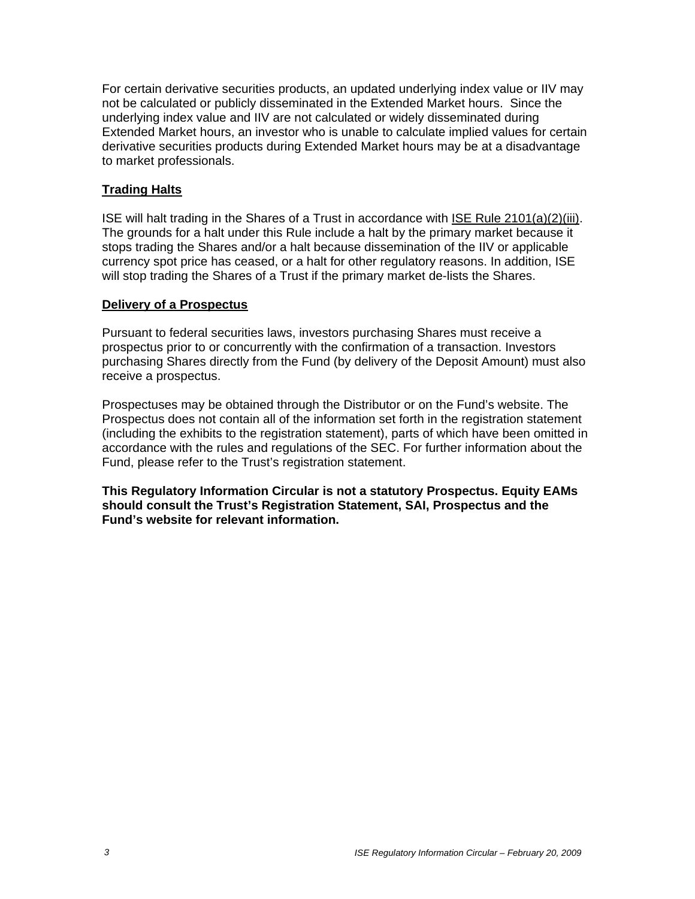For certain derivative securities products, an updated underlying index value or IIV may not be calculated or publicly disseminated in the Extended Market hours. Since the underlying index value and IIV are not calculated or widely disseminated during Extended Market hours, an investor who is unable to calculate implied values for certain derivative securities products during Extended Market hours may be at a disadvantage to market professionals.

## Trading Halts

ISE will halt trading in the Shares of a Trust in accordance with ISE Rule 2101(a)(2)(iii). The grounds for a halt under this Rule include a halt by the primary market because it stops trading the Shares and/or a halt because dissemination of the IIV or applicable currency spot price has ceased, or a halt for other regulatory reasons. In addition, ISE will stop trading the Shares of a Trust if the primary market de-lists the Shares.

## Delivery of a Prospectus

Pursuant to federal securities laws, investors purchasing Shares must receive a prospectus prior to or concurrently with the confirmation of a transaction. Investors purchasing Shares directly from the Fund (by delivery of the Deposit Amount) must also receive a prospectus.

Prospectuses may be obtained through the Distributor or on the Fund's website. The Prospectus does not contain all of the information set forth in the registration statement (including the exhibits to the registration statement), parts of which have been omitted in accordance with the rules and regulations of the SEC. For further information about the Fund, please refer to the Trust's registration statement.

**This Regulatory Information Circular is not a statutory Prospectus. Equity EAMs should consult the Trust's Registration Statement, SAI, Prospectus and the Fund's website for relevant information.**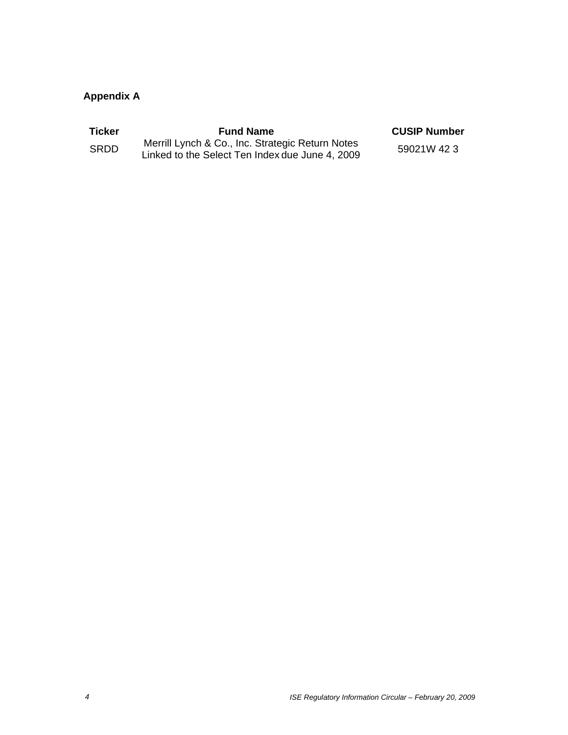**Appendix A**

| Ticker | Fund Name | CUSIP Number |
|---|---|---|
| SRDD | Merrill Lynch & Co., Inc. Strategic Return Notes Linked to the Select Ten Index due June 4, 2009 | 59021W 42 3 |